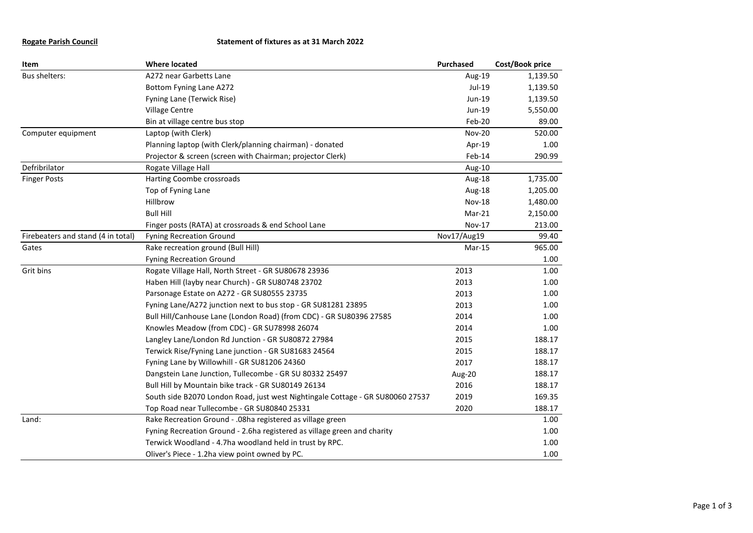**Rogate Parish Council** **Statement of fixtures as at 31 March 2022**

| Item | Where located | Purchased | Cost/Book price |
|---|---|---|---|
| Bus shelters: | A272 near Garbetts Lane | Aug-19 | 1,139.50 |
| | Bottom Fyning Lane A272 | Jul-19 | 1,139.50 |
| | Fyning Lane (Terwick Rise) | Jun-19 | 1,139.50 |
| | Village Centre | Jun-19 | 5,550.00 |
| | Bin at village centre bus stop | Feb-20 | 89.00 |
| Computer equipment | Laptop (with Clerk) | Nov-20 | 520.00 |
| | Planning laptop (with Clerk/planning chairman) - donated | Apr-19 | 1.00 |
| | Projector & screen (screen with Chairman; projector Clerk) | Feb-14 | 290.99 |
| Deffribrilator | Rogate Village Hall | Aug-10 | |
| Finger Posts | Harting Coombe crossroads | Aug-18 | 1,735.00 |
| | Top of Fyning Lane | Aug-18 | 1,205.00 |
| | Hillbrow | Nov-18 | 1,480.00 |
| | Bull Hill | Mar-21 | 2,150.00 |
| | Finger posts (RATA) at crossroads & end School Lane | Nov-17 | 213.00 |
| Firebeaters and stand (4 in total) | Fyning Recreation Ground | Nov17/Aug19 | 99.40 |
| Gates | Rake recreation ground (Bull Hill) | Mar-15 | 965.00 |
| | Fyning Recreation Ground | | 1.00 |
| Grit bins | Rogate Village Hall, North Street - GR SU80678 23936 | 2013 | 1.00 |
| | Haben Hill (layby near Church) - GR SU80748 23702 | 2013 | 1.00 |
| | Parsonage Estate on A272 - GR SU80555 23735 | 2013 | 1.00 |
| | Fyning Lane/A272 junction next to bus stop - GR SU81281 23895 | 2013 | 1.00 |
| | Bull Hill/Canhouse Lane (London Road) (from CDC) - GR SU80396 27585 | 2014 | 1.00 |
| | Knowles Meadow (from CDC) - GR SU78998 26074 | 2014 | 1.00 |
| | Langley Lane/London Rd Junction - GR SU80872 27984 | 2015 | 188.17 |
| | Terwick Rise/Fyning Lane junction - GR SU81683 24564 | 2015 | 188.17 |
| | Fyning Lane by Willowhill - GR SU81206 24360 | 2017 | 188.17 |
| | Dangstein Lane Junction, Tullecombe - GR SU 80332 25497 | Aug-20 | 188.17 |
| | Bull Hill by Mountain bike track - GR SU80149 26134 | 2016 | 188.17 |
| | South side B2070 London Road, just west Nightingale Cottage - GR SU80060 27537 | 2019 | 169.35 |
| | Top Road near Tullecombe - GR SU80840 25331 | 2020 | 188.17 |
| Land: | Rake Recreation Ground - .08ha registered as village green | | 1.00 |
| | Fyning Recreation Ground - 2.6ha registered as village green and charity | | 1.00 |
| | Terwick Woodland - 4.7ha woodland held in trust by RPC. | | 1.00 |
| | Oliver's Piece - 1.2ha view point owned by PC. | | 1.00 |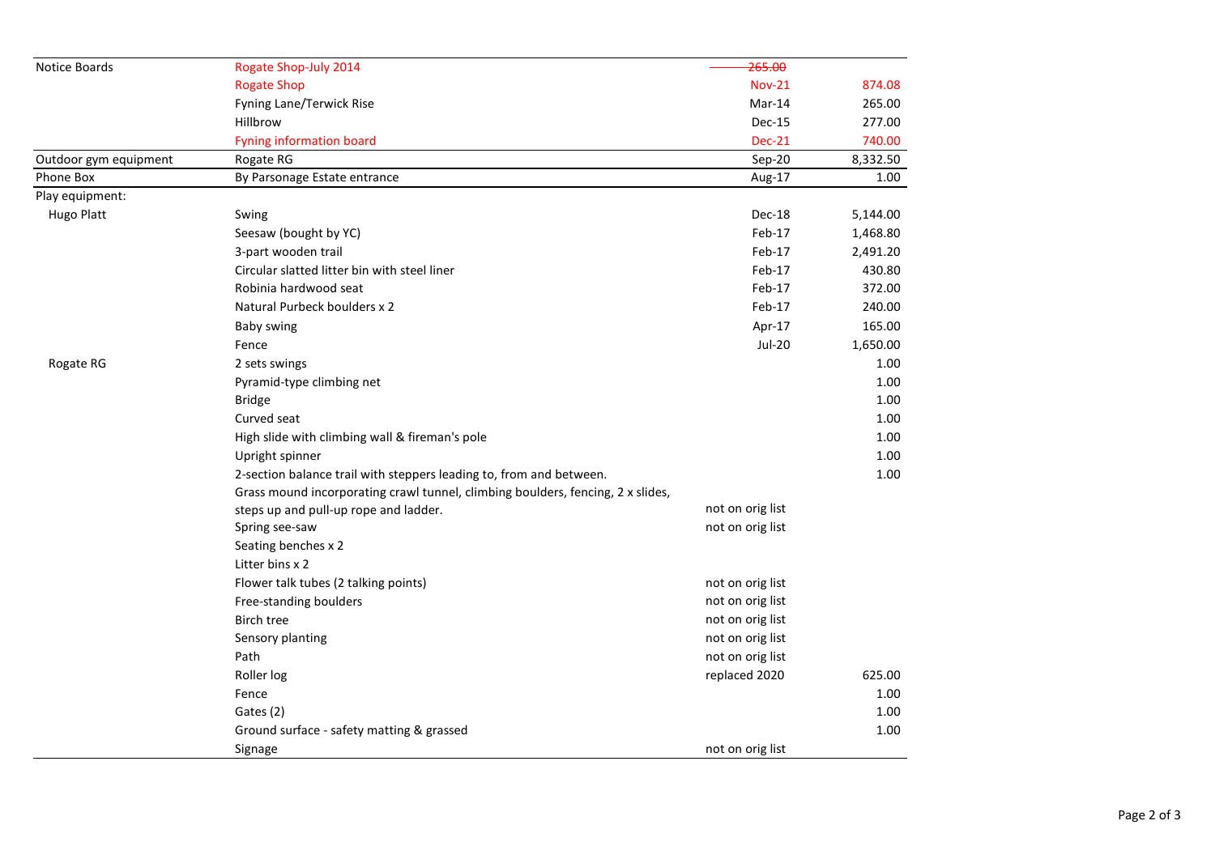| | | | |
|---|---|---|---|
| Notice Boards | Rogate Shop-July 2014 | ~~265.00~~ | |
| | Rogate Shop | Nov-21 | 874.08 |
| | Fyning Lane/Terwick Rise | Mar-14 | 265.00 |
| | Hillbrow | Dec-15 | 277.00 |
| | Fyning information board | Dec-21 | 740.00 |
| Outdoor gym equipment | Rogate RG | Sep-20 | 8,332.50 |
| Phone Box | By Parsonage Estate entrance | Aug-17 | 1.00 |
| Play equipment: | | | |
| Hugo Platt | Swing | Dec-18 | 5,144.00 |
| | Seesaw (bought by YC) | Feb-17 | 1,468.80 |
| | 3-part wooden trail | Feb-17 | 2,491.20 |
| | Circular slatted litter bin with steel liner | Feb-17 | 430.80 |
| | Robinia hardwood seat | Feb-17 | 372.00 |
| | Natural Purbeck boulders x 2 | Feb-17 | 240.00 |
| | Baby swing | Apr-17 | 165.00 |
| | Fence | Jul-20 | 1,650.00 |
| Rogate RG | 2 sets swings | | 1.00 |
| | Pyramid-type climbing net | | 1.00 |
| | Bridge | | 1.00 |
| | Curved seat | | 1.00 |
| | High slide with climbing wall & fireman's pole | | 1.00 |
| | Upright spinner | | 1.00 |
| | 2-section balance trail with steppers leading to, from and between. | | 1.00 |
| | Grass mound incorporating crawl tunnel, climbing boulders, fencing, 2 x slides, steps up and pull-up rope and ladder. | not on orig list | |
| | Spring see-saw | not on orig list | |
| | Seating benches x 2 | | |
| | Litter bins x 2 | | |
| | Flower talk tubes (2 talking points) | not on orig list | |
| | Free-standing boulders | not on orig list | |
| | Birch tree | not on orig list | |
| | Sensory planting | not on orig list | |
| | Path | not on orig list | |
| | Roller log | replaced 2020 | 625.00 |
| | Fence | | 1.00 |
| | Gates (2) | | 1.00 |
| | Ground surface - safety matting & grassed | | 1.00 |
| | Signage | not on orig list | |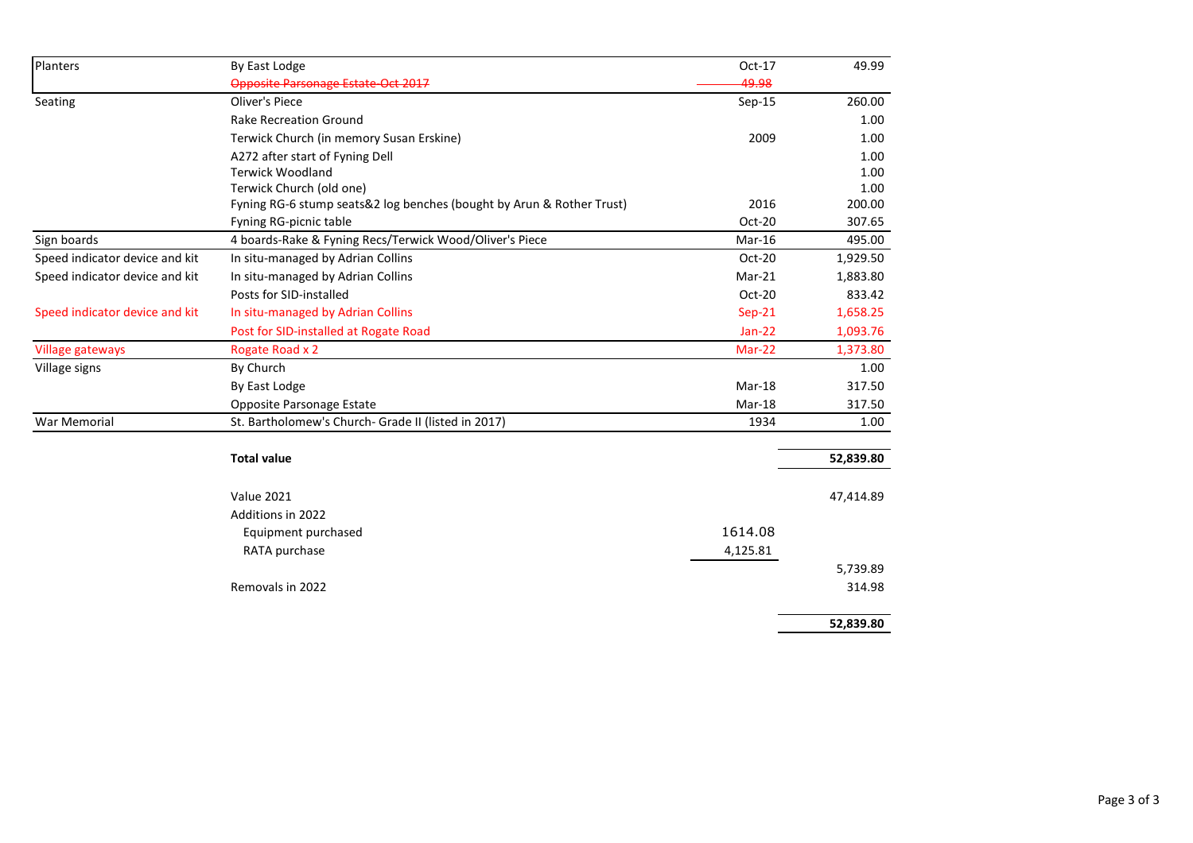| | | | |
|---|---|---|---|
| Planters | By East Lodge | Oct-17 | 49.99 |
| | ~~Opposite Parsonage Estate-Oct 2017~~ | ~~49.98~~ | |
| Seating | Oliver's Piece | Sep-15 | 260.00 |
| | Rake Recreation Ground | | 1.00 |
| | Terwick Church (in memory Susan Erskine) | 2009 | 1.00 |
| | A272 after start of Fyning Dell | | 1.00 |
| | Terwick Woodland | | 1.00 |
| | Terwick Church (old one) | | 1.00 |
| | Fyning RG-6 stump seats&2 log benches (bought by Arun & Rother Trust) | 2016 | 200.00 |
| | Fyning RG-picnic table | Oct-20 | 307.65 |
| Sign boards | 4 boards-Rake & Fyning Recs/Terwick Wood/Oliver's Piece | Mar-16 | 495.00 |
| Speed indicator device and kit | In situ-managed by Adrian Collins | Oct-20 | 1,929.50 |
| Speed indicator device and kit | In situ-managed by Adrian Collins | Mar-21 | 1,883.80 |
| | Posts for SID-installed | Oct-20 | 833.42 |
| Speed indicator device and kit | In situ-managed by Adrian Collins | Sep-21 | 1,658.25 |
| | Post for SID-installed at Rogate Road | Jan-22 | 1,093.76 |
| Village gateways | Rogate Road x 2 | Mar-22 | 1,373.80 |
| Village signs | By Church | | 1.00 |
| | By East Lodge | Mar-18 | 317.50 |
| | Opposite Parsonage Estate | Mar-18 | 317.50 |
| War Memorial | St. Bartholomew's Church- Grade II (listed in 2017) | 1934 | 1.00 |
| | **Total value** | | **52,839.80** |
| | Value 2021 | | 47,414.89 |
| | Additions in 2022 | | |
| | Equipment purchased | 1614.08 | |
| | RATA purchase | 4,125.81 | |
| | | | 5,739.89 |
| | Removals in 2022 | | 314.98 |
| | | | **52,839.80** |